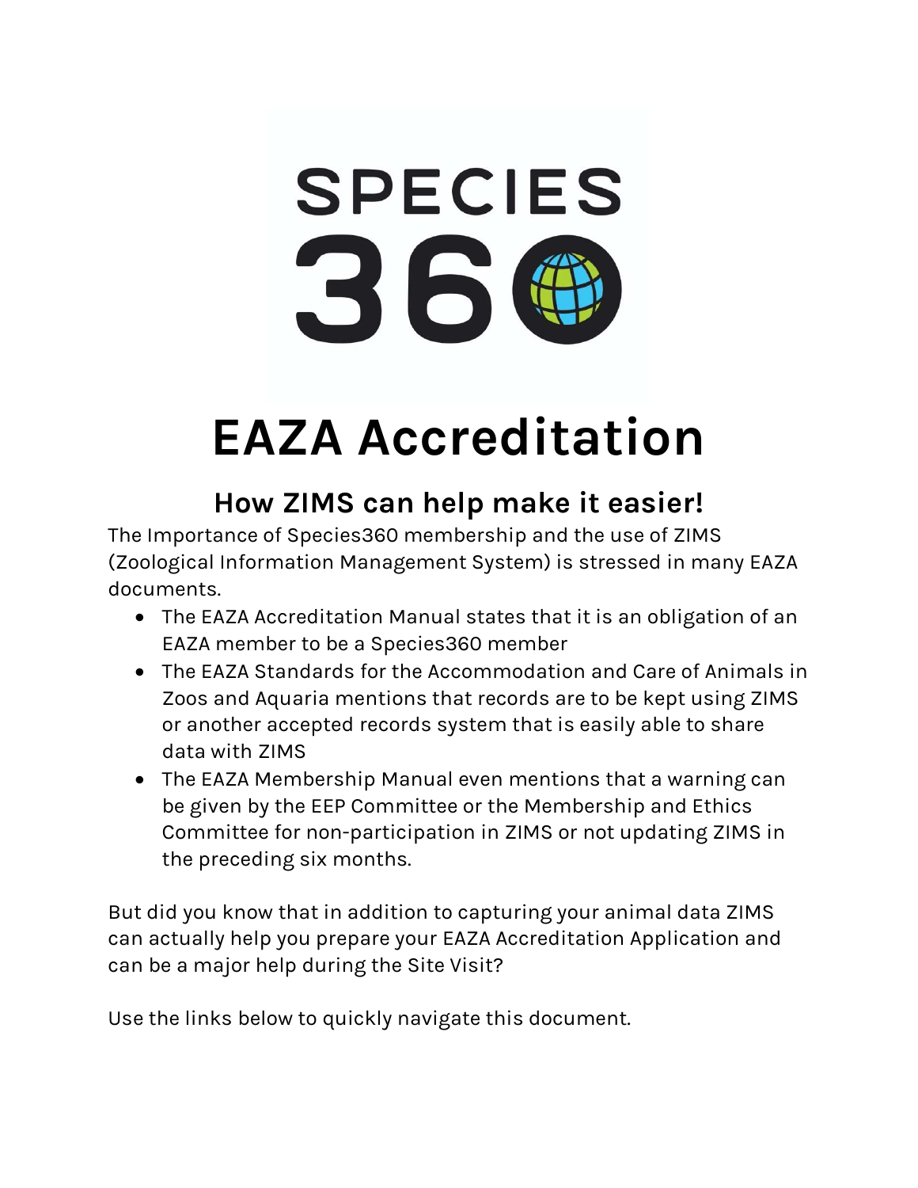SPECIES 360

# EAZA Accreditation

## How ZIMS can help make it easier!

The Importance of Species360 membership and the use of ZIMS (Zoological Information Management System) is stressed in many EAZA documents.

- The EAZA Accreditation Manual states that it is an obligation of an EAZA member to be a Species360 member
- The EAZA Standards for the Accommodation and Care of Animals in Zoos and Aquaria mentions that records are to be kept using ZIMS or another accepted records system that is easily able to share data with ZIMS
- The EAZA Membership Manual even mentions that a warning can be given by the EEP Committee or the Membership and Ethics Committee for non-participation in ZIMS or not updating ZIMS in the preceding six months.

But did you know that in addition to capturing your animal data ZIMS can actually help you prepare your EAZA Accreditation Application and can be a major help during the Site Visit?

Use the links below to quickly navigate this document.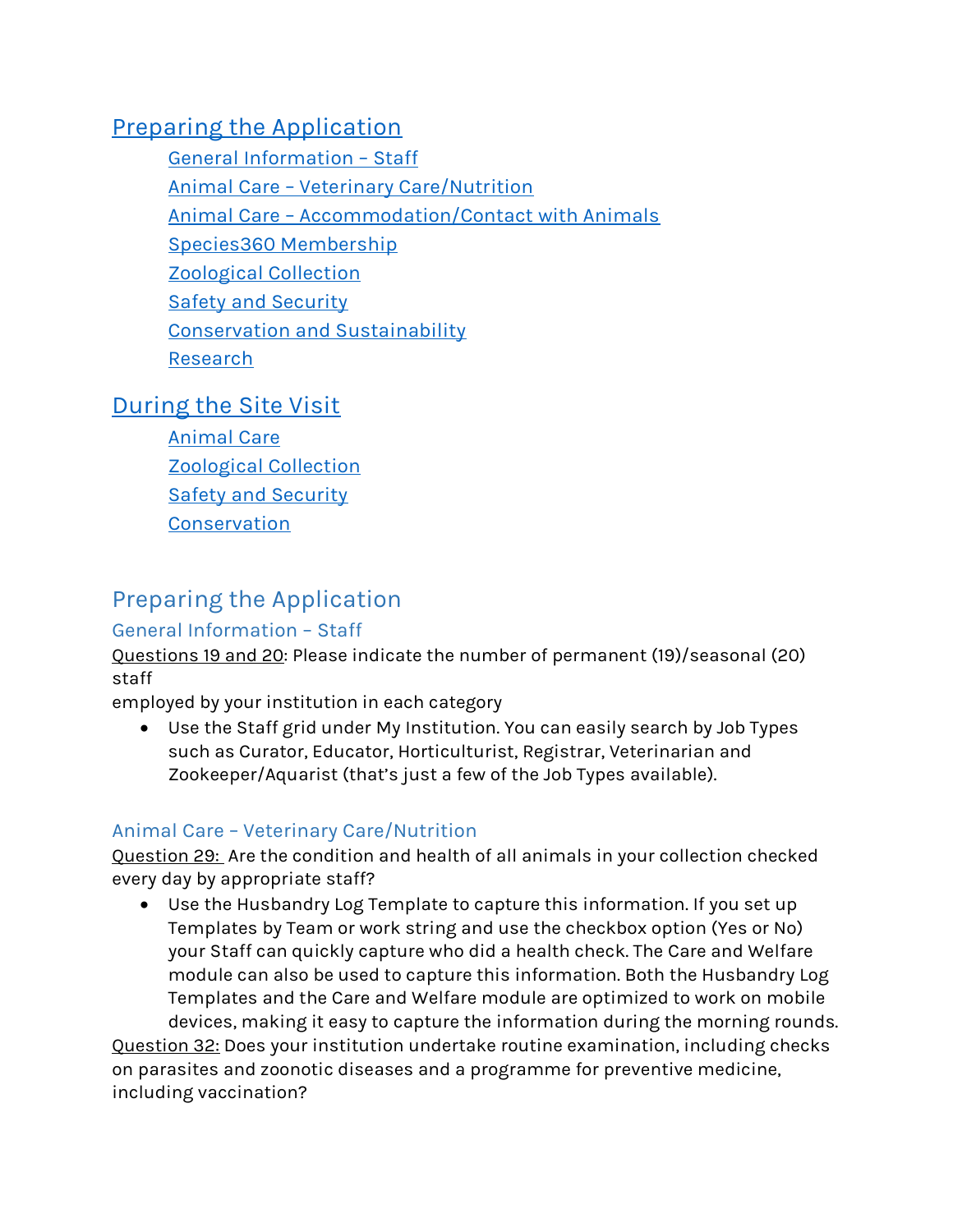[Preparing the Application](#preparing-the-application)

- [General Information – Staff](#general-information--staff)
- [Animal Care – Veterinary Care/Nutrition](#animal-care--veterinary-carenutrition)
- [Animal Care – Accommodation/Contact with Animals]()
- [Species360 Membership]()
- [Zoological Collection]()
- [Safety and Security]()
- [Conservation and Sustainability]()
- [Research]()

[During the Site Visit]()

- [Animal Care]()
- [Zoological Collection]()
- [Safety and Security]()
- [Conservation]()

## Preparing the Application

### General Information – Staff

<u>Questions 19 and 20</u>: Please indicate the number of permanent (19)/seasonal (20) staff
employed by your institution in each category

- Use the Staff grid under My Institution. You can easily search by Job Types such as Curator, Educator, Horticulturist, Registrar, Veterinarian and Zookeeper/Aquarist (that's just a few of the Job Types available).

### Animal Care – Veterinary Care/Nutrition

<u>Question 29:</u> Are the condition and health of all animals in your collection checked every day by appropriate staff?

- Use the Husbandry Log Template to capture this information. If you set up Templates by Team or work string and use the checkbox option (Yes or No) your Staff can quickly capture who did a health check. The Care and Welfare module can also be used to capture this information. Both the Husbandry Log Templates and the Care and Welfare module are optimized to work on mobile devices, making it easy to capture the information during the morning rounds.

<u>Question 32:</u> Does your institution undertake routine examination, including checks on parasites and zoonotic diseases and a programme for preventive medicine, including vaccination?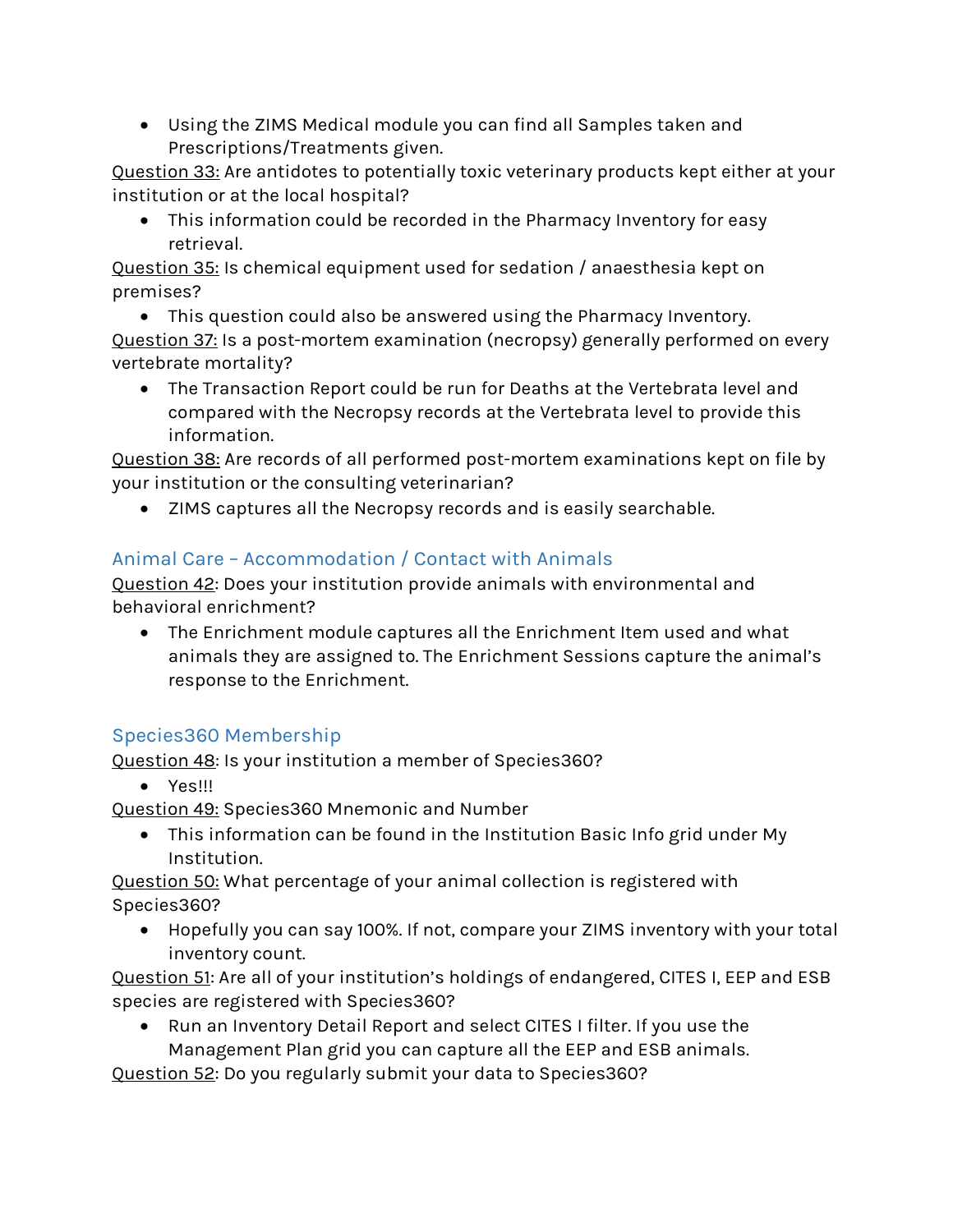- Using the ZIMS Medical module you can find all Samples taken and Prescriptions/Treatments given.

Question 33: Are antidotes to potentially toxic veterinary products kept either at your institution or at the local hospital?

- This information could be recorded in the Pharmacy Inventory for easy retrieval.

Question 35: Is chemical equipment used for sedation / anaesthesia kept on premises?

- This question could also be answered using the Pharmacy Inventory.

Question 37: Is a post-mortem examination (necropsy) generally performed on every vertebrate mortality?

- The Transaction Report could be run for Deaths at the Vertebrata level and compared with the Necropsy records at the Vertebrata level to provide this information.

Question 38: Are records of all performed post-mortem examinations kept on file by your institution or the consulting veterinarian?

- ZIMS captures all the Necropsy records and is easily searchable.

## Animal Care – Accommodation / Contact with Animals

Question 42: Does your institution provide animals with environmental and behavioral enrichment?

- The Enrichment module captures all the Enrichment Item used and what animals they are assigned to. The Enrichment Sessions capture the animal's response to the Enrichment.

## Species360 Membership

Question 48: Is your institution a member of Species360?

- Yes!!!

Question 49: Species360 Mnemonic and Number

- This information can be found in the Institution Basic Info grid under My Institution.

Question 50: What percentage of your animal collection is registered with Species360?

- Hopefully you can say 100%. If not, compare your ZIMS inventory with your total inventory count.

Question 51: Are all of your institution's holdings of endangered, CITES I, EEP and ESB species are registered with Species360?

- Run an Inventory Detail Report and select CITES I filter. If you use the Management Plan grid you can capture all the EEP and ESB animals.

Question 52: Do you regularly submit your data to Species360?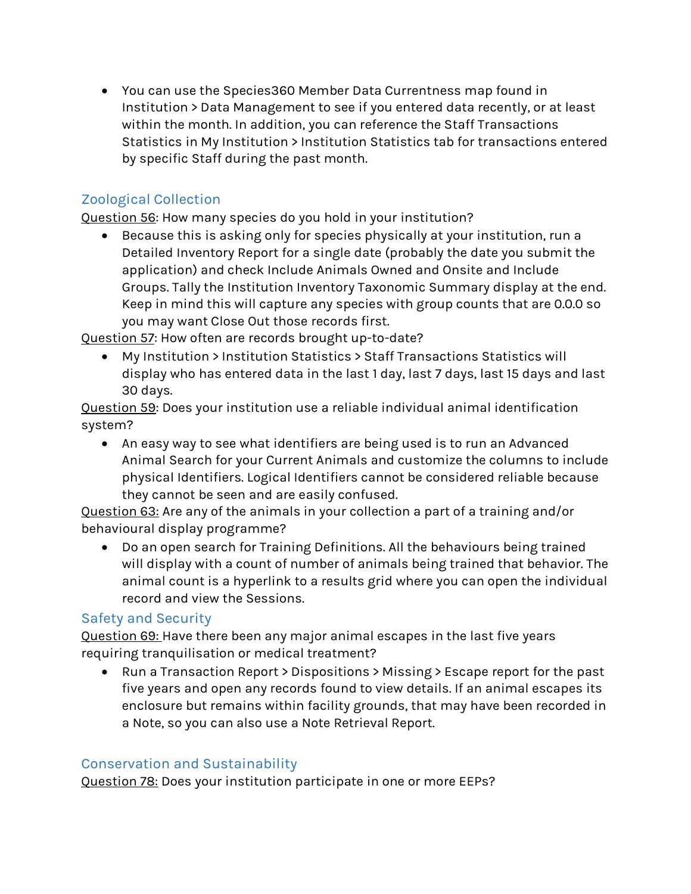- You can use the Species360 Member Data Currentness map found in Institution > Data Management to see if you entered data recently, or at least within the month. In addition, you can reference the Staff Transactions Statistics in My Institution > Institution Statistics tab for transactions entered by specific Staff during the past month.

## Zoological Collection

Question 56: How many species do you hold in your institution?

- Because this is asking only for species physically at your institution, run a Detailed Inventory Report for a single date (probably the date you submit the application) and check Include Animals Owned and Onsite and Include Groups. Tally the Institution Inventory Taxonomic Summary display at the end. Keep in mind this will capture any species with group counts that are 0.0.0 so you may want Close Out those records first.

Question 57: How often are records brought up-to-date?

- My Institution > Institution Statistics > Staff Transactions Statistics will display who has entered data in the last 1 day, last 7 days, last 15 days and last 30 days.

Question 59: Does your institution use a reliable individual animal identification system?

- An easy way to see what identifiers are being used is to run an Advanced Animal Search for your Current Animals and customize the columns to include physical Identifiers. Logical Identifiers cannot be considered reliable because they cannot be seen and are easily confused.

Question 63: Are any of the animals in your collection a part of a training and/or behavioural display programme?

- Do an open search for Training Definitions. All the behaviours being trained will display with a count of number of animals being trained that behavior. The animal count is a hyperlink to a results grid where you can open the individual record and view the Sessions.

## Safety and Security

Question 69: Have there been any major animal escapes in the last five years requiring tranquilisation or medical treatment?

- Run a Transaction Report > Dispositions > Missing > Escape report for the past five years and open any records found to view details. If an animal escapes its enclosure but remains within facility grounds, that may have been recorded in a Note, so you can also use a Note Retrieval Report.

## Conservation and Sustainability

Question 78: Does your institution participate in one or more EEPs?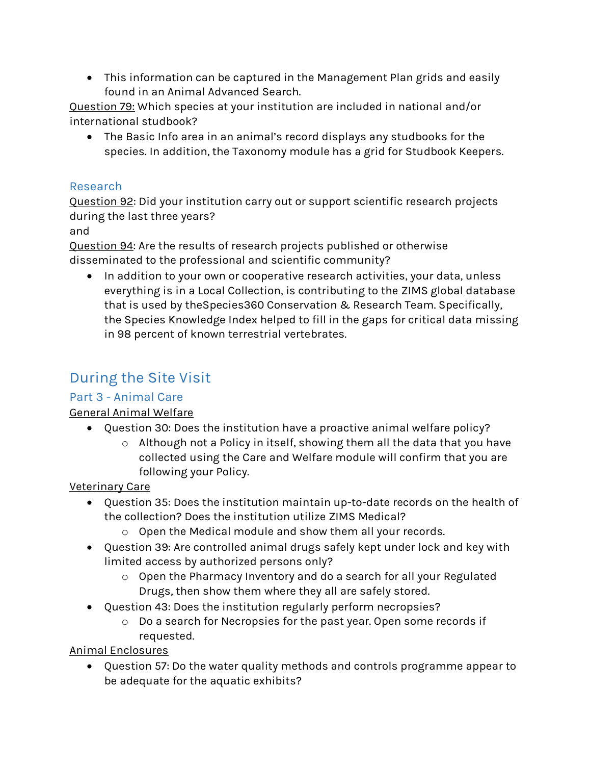- This information can be captured in the Management Plan grids and easily found in an Animal Advanced Search.

Question 79: Which species at your institution are included in national and/or international studbook?

- The Basic Info area in an animal's record displays any studbooks for the species. In addition, the Taxonomy module has a grid for Studbook Keepers.

### Research

Question 92: Did your institution carry out or support scientific research projects during the last three years?

and

Question 94: Are the results of research projects published or otherwise disseminated to the professional and scientific community?

- In addition to your own or cooperative research activities, your data, unless everything is in a Local Collection, is contributing to the ZIMS global database that is used by theSpecies360 Conservation & Research Team. Specifically, the Species Knowledge Index helped to fill in the gaps for critical data missing in 98 percent of known terrestrial vertebrates.

## During the Site Visit

### Part 3 - Animal Care

General Animal Welfare

- Question 30: Does the institution have a proactive animal welfare policy?
  - Although not a Policy in itself, showing them all the data that you have collected using the Care and Welfare module will confirm that you are following your Policy.

Veterinary Care

- Question 35: Does the institution maintain up-to-date records on the health of the collection? Does the institution utilize ZIMS Medical?
  - Open the Medical module and show them all your records.
- Question 39: Are controlled animal drugs safely kept under lock and key with limited access by authorized persons only?
  - Open the Pharmacy Inventory and do a search for all your Regulated Drugs, then show them where they all are safely stored.
- Question 43: Does the institution regularly perform necropsies?
  - Do a search for Necropsies for the past year. Open some records if requested.

Animal Enclosures

- Question 57: Do the water quality methods and controls programme appear to be adequate for the aquatic exhibits?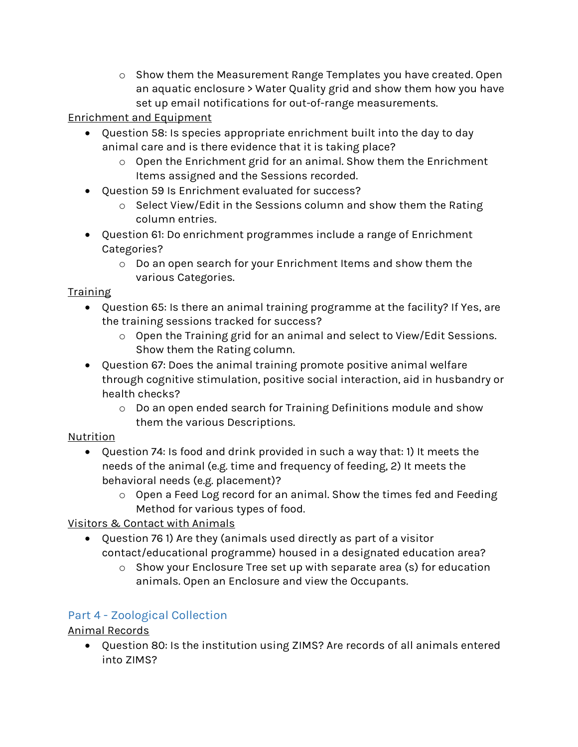- Show them the Measurement Range Templates you have created. Open an aquatic enclosure > Water Quality grid and show them how you have set up email notifications for out-of-range measurements.

<u>Enrichment and Equipment</u>

- Question 58: Is species appropriate enrichment built into the day to day animal care and is there evidence that it is taking place?
    - Open the Enrichment grid for an animal. Show them the Enrichment Items assigned and the Sessions recorded.
- Question 59 Is Enrichment evaluated for success?
    - Select View/Edit in the Sessions column and show them the Rating column entries.
- Question 61: Do enrichment programmes include a range of Enrichment Categories?
    - Do an open search for your Enrichment Items and show them the various Categories.

<u>Training</u>

- Question 65: Is there an animal training programme at the facility? If Yes, are the training sessions tracked for success?
    - Open the Training grid for an animal and select to View/Edit Sessions. Show them the Rating column.
- Question 67: Does the animal training promote positive animal welfare through cognitive stimulation, positive social interaction, aid in husbandry or health checks?
    - Do an open ended search for Training Definitions module and show them the various Descriptions.

<u>Nutrition</u>

- Question 74: Is food and drink provided in such a way that: 1) It meets the needs of the animal (e.g. time and frequency of feeding, 2) It meets the behavioral needs (e.g. placement)?
    - Open a Feed Log record for an animal. Show the times fed and Feeding Method for various types of food.

<u>Visitors & Contact with Animals</u>

- Question 76 1) Are they (animals used directly as part of a visitor contact/educational programme) housed in a designated education area?
    - Show your Enclosure Tree set up with separate area (s) for education animals. Open an Enclosure and view the Occupants.

## Part 4 - Zoological Collection

<u>Animal Records</u>

- Question 80: Is the institution using ZIMS? Are records of all animals entered into ZIMS?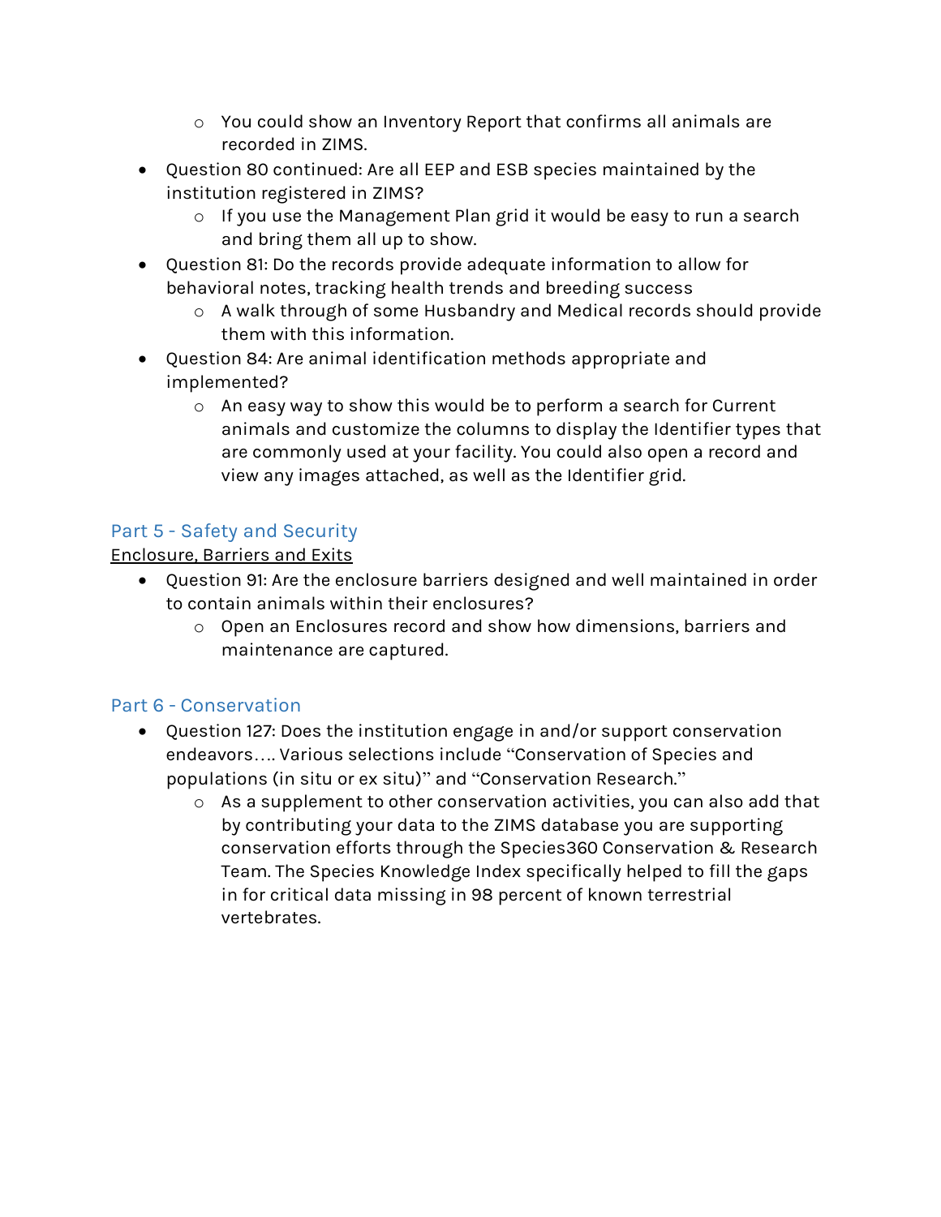- You could show an Inventory Report that confirms all animals are recorded in ZIMS.
- Question 80 continued: Are all EEP and ESB species maintained by the institution registered in ZIMS?
    - If you use the Management Plan grid it would be easy to run a search and bring them all up to show.
- Question 81: Do the records provide adequate information to allow for behavioral notes, tracking health trends and breeding success
    - A walk through of some Husbandry and Medical records should provide them with this information.
- Question 84: Are animal identification methods appropriate and implemented?
    - An easy way to show this would be to perform a search for Current animals and customize the columns to display the Identifier types that are commonly used at your facility. You could also open a record and view any images attached, as well as the Identifier grid.

## Part 5 - Safety and Security

<u>Enclosure, Barriers and Exits</u>

- Question 91: Are the enclosure barriers designed and well maintained in order to contain animals within their enclosures?
    - Open an Enclosures record and show how dimensions, barriers and maintenance are captured.

## Part 6 - Conservation

- Question 127: Does the institution engage in and/or support conservation endeavors…. Various selections include "Conservation of Species and populations (in situ or ex situ)" and "Conservation Research."
    - As a supplement to other conservation activities, you can also add that by contributing your data to the ZIMS database you are supporting conservation efforts through the Species360 Conservation & Research Team. The Species Knowledge Index specifically helped to fill the gaps in for critical data missing in 98 percent of known terrestrial vertebrates.